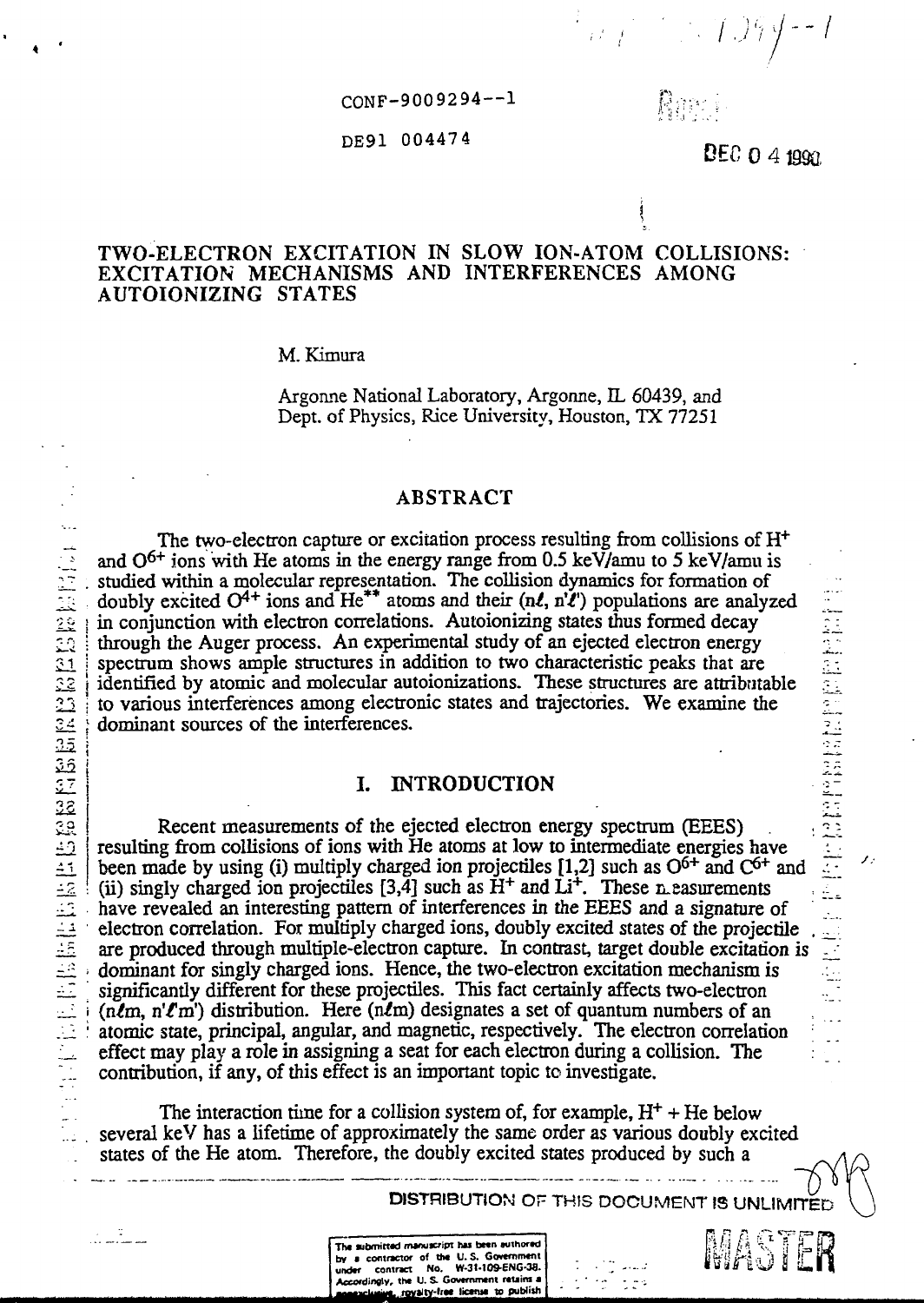CONF-9009294--1

DE91 004474

DEC 0 4 1990

# TWO-ELECTRON EXCITATION IN SLOW ION-ATOM COLLISIONS: EXCITATION MECHANISMS AND INTERFERENCES AMONG AUTOIONIZING STATES

M. Kimura

Argonne National Laboratory, Argonne, IL 60439, and
Dept. of Physics, Rice University, Houston, TX 77251

## ABSTRACT

The two-electron capture or excitation process resulting from collisions of $H^+$ and $O^{6+}$ ions with He atoms in the energy range from 0.5 keV/amu to 5 keV/amu is studied within a molecular representation. The collision dynamics for formation of doubly excited $O^{4+}$ ions and $He^{**}$ atoms and their $(n\ell, n'\ell')$ populations are analyzed in conjunction with electron correlations. Autoionizing states thus formed decay through the Auger process. An experimental study of an ejected electron energy spectrum shows ample structures in addition to two characteristic peaks that are identified by atomic and molecular autoionizations. These structures are attributable to various interferences among electronic states and trajectories. We examine the dominant sources of the interferences.

## I. INTRODUCTION

Recent measurements of the ejected electron energy spectrum (EEES) resulting from collisions of ions with He atoms at low to intermediate energies have been made by using (i) multiply charged ion projectiles [1,2] such as $O^{6+}$ and $C^{6+}$ and (ii) singly charged ion projectiles [3,4] such as $H^+$ and $Li^+$. These measurements have revealed an interesting pattern of interferences in the EEES and a signature of electron correlation. For multiply charged ions, doubly excited states of the projectile are produced through multiple-electron capture. In contrast, target double excitation is dominant for singly charged ions. Hence, the two-electron excitation mechanism is significantly different for these projectiles. This fact certainly affects two-electron $(n\ell m, n'\ell' m')$ distribution. Here $(n\ell m)$ designates a set of quantum numbers of an atomic state, principal, angular, and magnetic, respectively. The electron correlation effect may play a role in assigning a seat for each electron during a collision. The contribution, if any, of this effect is an important topic to investigate.

The interaction time for a collision system of, for example, $H^+$ + He below several keV has a lifetime of approximately the same order as various doubly excited states of the He atom. Therefore, the doubly excited states produced by such a

DISTRIBUTION OF THIS DOCUMENT IS UNLIMITED

MASTER

The submitted manuscript has been authored by a contractor of the U. S. Government under contract No. W-31-109-ENG-38. Accordingly, the U. S. Government retains a nonexclusive, royalty-free license to publish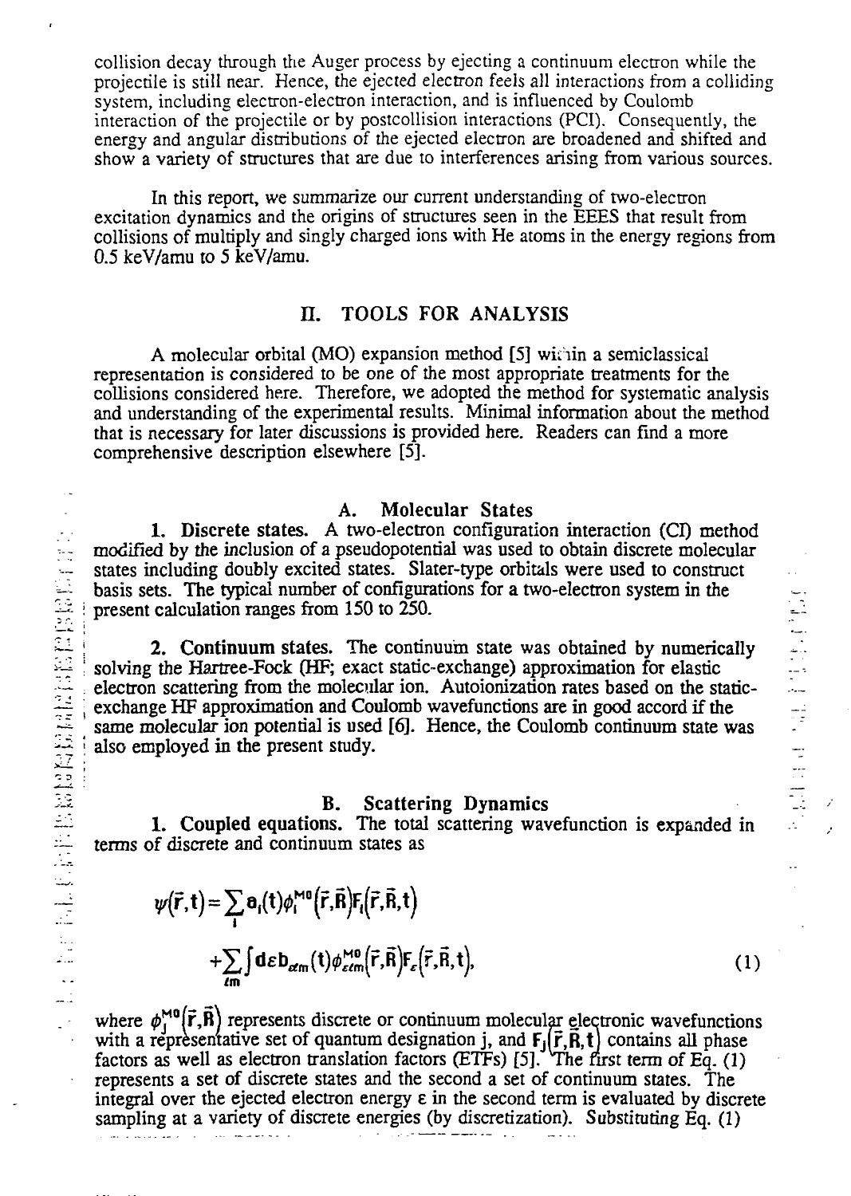collision decay through the Auger process by ejecting a continuum electron while the projectile is still near. Hence, the ejected electron feels all interactions from a colliding system, including electron-electron interaction, and is influenced by Coulomb interaction of the projectile or by postcollision interactions (PCI). Consequently, the energy and angular distributions of the ejected electron are broadened and shifted and show a variety of structures that are due to interferences arising from various sources.

In this report, we summarize our current understanding of two-electron excitation dynamics and the origins of structures seen in the EEES that result from collisions of multiply and singly charged ions with He atoms in the energy regions from 0.5 keV/amu to 5 keV/amu.

## II. TOOLS FOR ANALYSIS

A molecular orbital (MO) expansion method [5] within a semiclassical representation is considered to be one of the most appropriate treatments for the collisions considered here. Therefore, we adopted the method for systematic analysis and understanding of the experimental results. Minimal information about the method that is necessary for later discussions is provided here. Readers can find a more comprehensive description elsewhere [5].

### A. Molecular States

**1. Discrete states.** A two-electron configuration interaction (CI) method modified by the inclusion of a pseudopotential was used to obtain discrete molecular states including doubly excited states. Slater-type orbitals were used to construct basis sets. The typical number of configurations for a two-electron system in the present calculation ranges from 150 to 250.

**2. Continuum states.** The continuum state was obtained by numerically solving the Hartree-Fock (HF; exact static-exchange) approximation for elastic electron scattering from the molecular ion. Autoionization rates based on the static-exchange HF approximation and Coulomb wavefunctions are in good accord if the same molecular ion potential is used [6]. Hence, the Coulomb continuum state was also employed in the present study.

### B. Scattering Dynamics

**1. Coupled equations.** The total scattering wavefunction is expanded in terms of discrete and continuum states as

$$\psi(\vec{r},t)=\sum_{i} a_i(t)\phi_i^{MO}(\vec{r},\vec{R})F_i(\vec{r},\vec{R},t)$$
$$+\sum_{\ell m}\int d\varepsilon\, b_{\varepsilon\ell m}(t)\phi_{\varepsilon\ell m}^{MO}(\vec{r},\vec{R})F_\varepsilon(\vec{r},\vec{R},t), \tag{1}$$

where $\phi_j^{MO}(\vec{r},\vec{R})$ represents discrete or continuum molecular electronic wavefunctions with a representative set of quantum designation j, and $F_j(\vec{r},\vec{R},t)$ contains all phase factors as well as electron translation factors (ETFs) [5]. The first term of Eq. (1) represents a set of discrete states and the second a set of continuum states. The integral over the ejected electron energy $\varepsilon$ in the second term is evaluated by discrete sampling at a variety of discrete energies (by discretization). Substituting Eq. (1)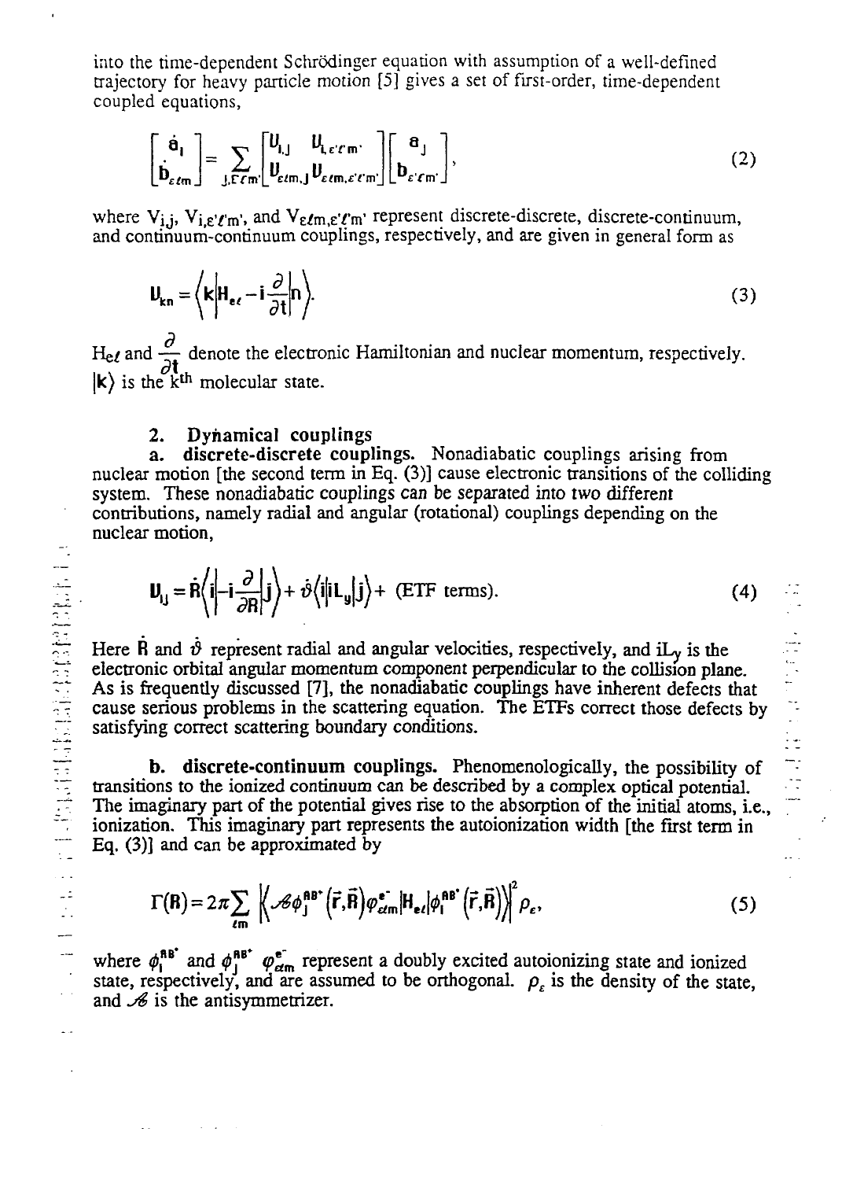into the time-dependent Schrödinger equation with assumption of a well-defined trajectory for heavy particle motion [5] gives a set of first-order, time-dependent coupled equations,

$$\begin{bmatrix} \dot{a}_I \\ \dot{b}_{\varepsilon \ell m} \end{bmatrix} = \sum_{J, \varepsilon' \ell' m'} \begin{bmatrix} U_{I,J} & U_{I,\varepsilon' \ell' m'} \\ U_{\varepsilon \ell m, J} & U_{\varepsilon \ell m, \varepsilon' \ell' m'} \end{bmatrix} \begin{bmatrix} a_J \\ b_{\varepsilon' \ell' m'} \end{bmatrix}, \tag{2}$$

where $V_{i,j}$, $V_{i,\varepsilon'\ell'm'}$, and $V_{\varepsilon\ell m,\varepsilon'\ell'm'}$ represent discrete-discrete, discrete-continuum, and continuum-continuum couplings, respectively, and are given in general form as

$$U_{kn} = \left\langle k \middle| H_{e\ell} - i\frac{\partial}{\partial t} \middle| n \right\rangle. \tag{3}$$

$H_{e\ell}$ and $\frac{\partial}{\partial t}$ denote the electronic Hamiltonian and nuclear momentum, respectively. $|k\rangle$ is the $k^{th}$ molecular state.

## 2. Dynamical couplings

**a. discrete-discrete couplings.** Nonadiabatic couplings arising from nuclear motion [the second term in Eq. (3)] cause electronic transitions of the colliding system. These nonadiabatic couplings can be separated into two different contributions, namely radial and angular (rotational) couplings depending on the nuclear motion,

$$U_{ij} = \dot{R}\left\langle i \middle| -i\frac{\partial}{\partial R} \middle| j \right\rangle + \dot{\vartheta}\left\langle i \middle| iL_y \middle| j \right\rangle + \text{(ETF terms)}. \tag{4}$$

Here $\dot{R}$ and $\dot{\vartheta}$ represent radial and angular velocities, respectively, and $iL_y$ is the electronic orbital angular momentum component perpendicular to the collision plane. As is frequently discussed [7], the nonadiabatic couplings have inherent defects that cause serious problems in the scattering equation. The ETFs correct those defects by satisfying correct scattering boundary conditions.

**b. discrete-continuum couplings.** Phenomenologically, the possibility of transitions to the ionized continuum can be described by a complex optical potential. The imaginary part of the potential gives rise to the absorption of the initial atoms, i.e., ionization. This imaginary part represents the autoionization width [the first term in Eq. (3)] and can be approximated by

$$\Gamma(R) = 2\pi \sum_{\ell m} \left| \left\langle \mathcal{A} \phi_J^{AB^+}(\vec{r},\vec{R}) \varphi_{\varepsilon \ell m}^{e^-} \middle| H_{e\ell} \middle| \phi_I^{AB^*}(\vec{r},\vec{R}) \right\rangle \right|^2 \rho_\varepsilon, \tag{5}$$

where $\phi_I^{AB^*}$ and $\phi_J^{AB^+}\ \varphi_{\varepsilon \ell m}^{e^-}$ represent a doubly excited autoionizing state and ionized state, respectively, and are assumed to be orthogonal. $\rho_\varepsilon$ is the density of the state, and $\mathcal{A}$ is the antisymmetrizer.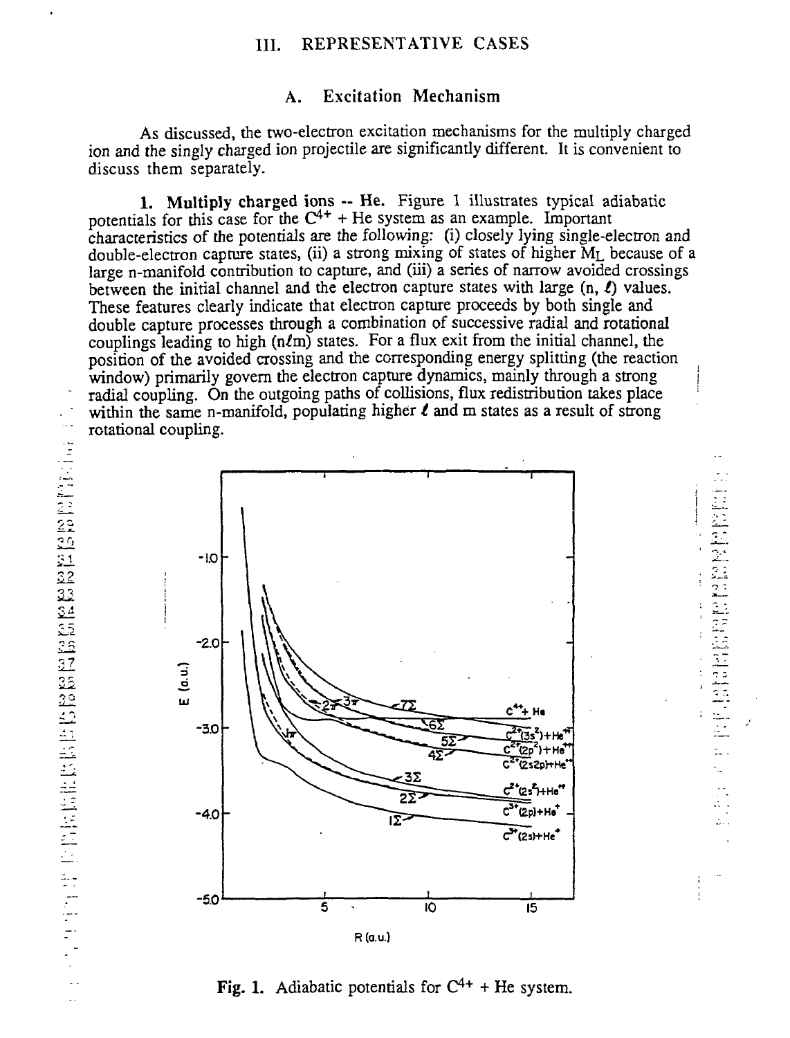## III. REPRESENTATIVE CASES

### A. Excitation Mechanism

As discussed, the two-electron excitation mechanisms for the multiply charged ion and the singly charged ion projectile are significantly different. It is convenient to discuss them separately.

**1. Multiply charged ions -- He.** Figure 1 illustrates typical adiabatic potentials for this case for the $C^{4+}$ + He system as an example. Important characteristics of the potentials are the following: (i) closely lying single-electron and double-electron capture states, (ii) a strong mixing of states of higher $M_L$ because of a large n-manifold contribution to capture, and (iii) a series of narrow avoided crossings between the initial channel and the electron capture states with large (n, $\ell$) values. These features clearly indicate that electron capture proceeds by both single and double capture processes through a combination of successive radial and rotational couplings leading to high (n$\ell$m) states. For a flux exit from the initial channel, the position of the avoided crossing and the corresponding energy splitting (the reaction window) primarily govern the electron capture dynamics, mainly through a strong radial coupling. On the outgoing paths of collisions, flux redistribution takes place within the same n-manifold, populating higher $\ell$ and m states as a result of strong rotational coupling.

**Fig. 1.** Adiabatic potentials for $C^{4+}$ + He system.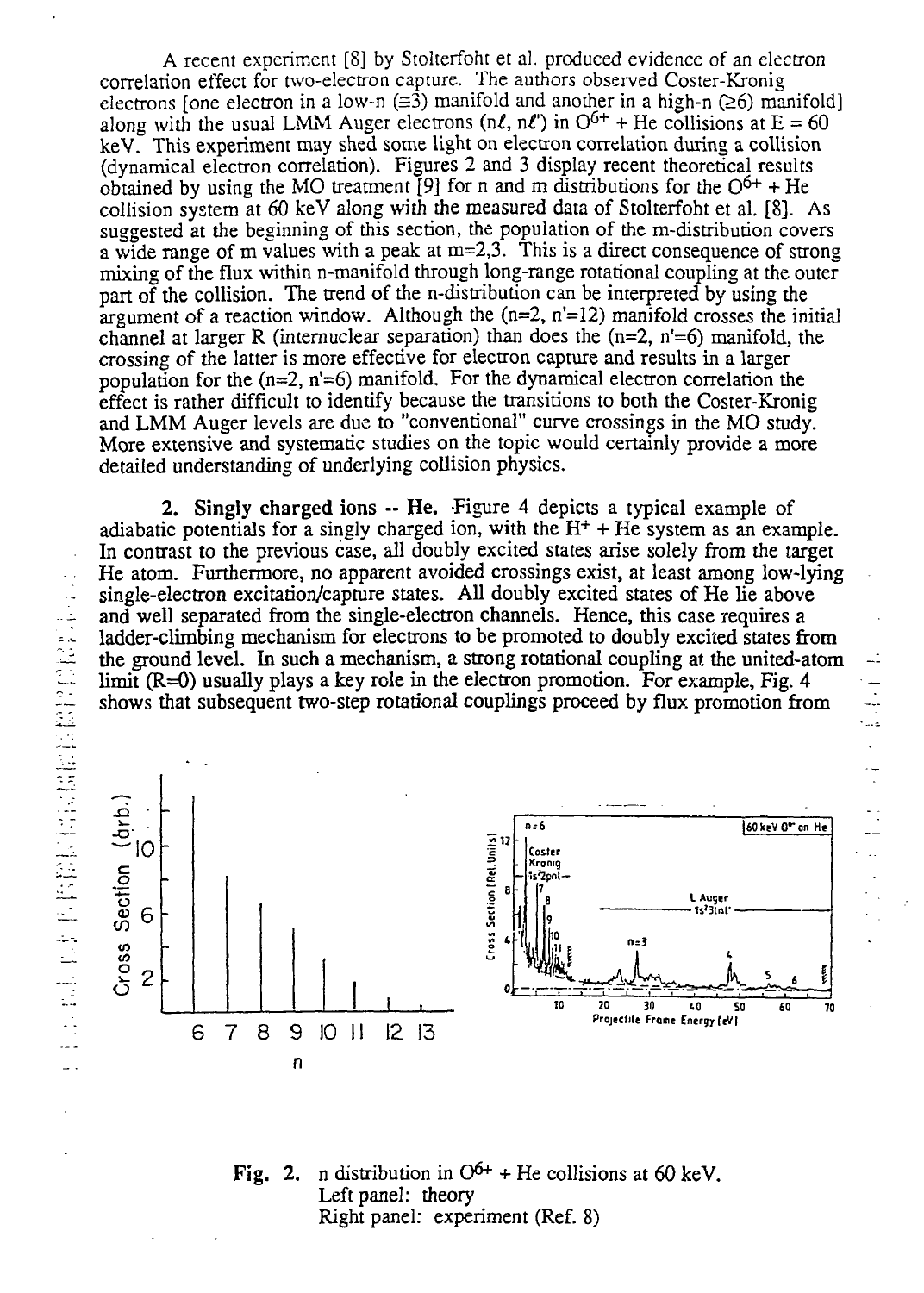A recent experiment [8] by Stolterfoht et al. produced evidence of an electron correlation effect for two-electron capture. The authors observed Coster-Kronig electrons [one electron in a low-n (≅3) manifold and another in a high-n (≥6) manifold] along with the usual LMM Auger electrons ($n\ell$, $n\ell'$) in $O^{6+}$ + He collisions at E = 60 keV. This experiment may shed some light on electron correlation during a collision (dynamical electron correlation). Figures 2 and 3 display recent theoretical results obtained by using the MO treatment [9] for n and m distributions for the $O^{6+}$ + He collision system at 60 keV along with the measured data of Stolterfoht et al. [8]. As suggested at the beginning of this section, the population of the m-distribution covers a wide range of m values with a peak at m=2,3. This is a direct consequence of strong mixing of the flux within n-manifold through long-range rotational coupling at the outer part of the collision. The trend of the n-distribution can be interpreted by using the argument of a reaction window. Although the (n=2, n'=12) manifold crosses the initial channel at larger R (internuclear separation) than does the (n=2, n'=6) manifold, the crossing of the latter is more effective for electron capture and results in a larger population for the (n=2, n'=6) manifold. For the dynamical electron correlation the effect is rather difficult to identify because the transitions to both the Coster-Kronig and LMM Auger levels are due to "conventional" curve crossings in the MO study. More extensive and systematic studies on the topic would certainly provide a more detailed understanding of underlying collision physics.

**2. Singly charged ions -- He.** Figure 4 depicts a typical example of adiabatic potentials for a singly charged ion, with the $H^+$ + He system as an example. In contrast to the previous case, all doubly excited states arise solely from the target He atom. Furthermore, no apparent avoided crossings exist, at least among low-lying single-electron excitation/capture states. All doubly excited states of He lie above and well separated from the single-electron channels. Hence, this case requires a ladder-climbing mechanism for electrons to be promoted to doubly excited states from the ground level. In such a mechanism, a strong rotational coupling at the united-atom limit (R=0) usually plays a key role in the electron promotion. For example, Fig. 4 shows that subsequent two-step rotational couplings proceed by flux promotion from

**Fig. 2.** n distribution in $O^{6+}$ + He collisions at 60 keV.
Left panel: theory
Right panel: experiment (Ref. 8)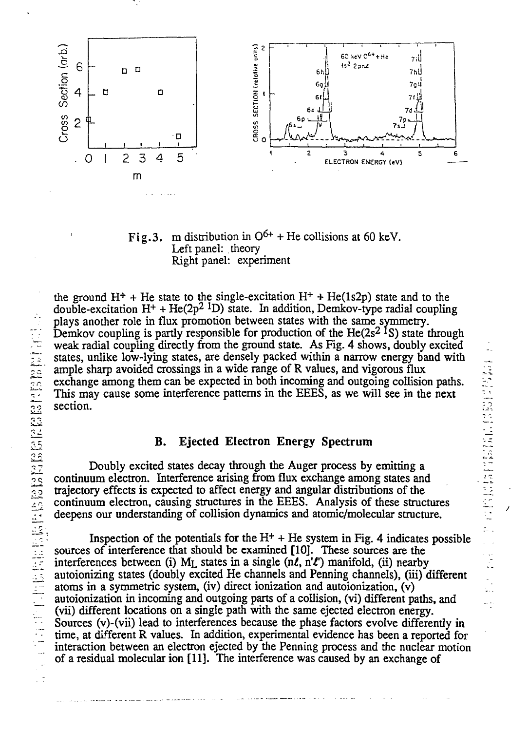Fig.3. m distribution in $O^{6+}$ + He collisions at 60 keV.
Left panel: theory
Right panel: experiment

the ground $H^+$ + He state to the single-excitation $H^+$ + He(1s2p) state and to the double-excitation $H^+$ + He($2p^2$ $^1D$) state. In addition, Demkov-type radial coupling plays another role in flux promotion between states with the same symmetry. Demkov coupling is partly responsible for production of the He($2s^2$ $^1S$) state through weak radial coupling directly from the ground state. As Fig. 4 shows, doubly excited states, unlike low-lying states, are densely packed within a narrow energy band with ample sharp avoided crossings in a wide range of R values, and vigorous flux exchange among them can be expected in both incoming and outgoing collision paths. This may cause some interference patterns in the EEES, as we will see in the next section.

### B. Ejected Electron Energy Spectrum

Doubly excited states decay through the Auger process by emitting a continuum electron. Interference arising from flux exchange among states and trajectory effects is expected to affect energy and angular distributions of the continuum electron, causing structures in the EEES. Analysis of these structures deepens our understanding of collision dynamics and atomic/molecular structure.

Inspection of the potentials for the $H^+$ + He system in Fig. 4 indicates possible sources of interference that should be examined [10]. These sources are the interferences between (i) $M_L$ states in a single ($n\ell$, $n'\ell'$) manifold, (ii) nearby autoionizing states (doubly excited He channels and Penning channels), (iii) different atoms in a symmetric system, (iv) direct ionization and autoionization, (v) autoionization in incoming and outgoing parts of a collision, (vi) different paths, and (vii) different locations on a single path with the same ejected electron energy. Sources (v)-(vii) lead to interferences because the phase factors evolve differently in time, at different R values. In addition, experimental evidence has been a reported for interaction between an electron ejected by the Penning process and the nuclear motion of a residual molecular ion [11]. The interference was caused by an exchange of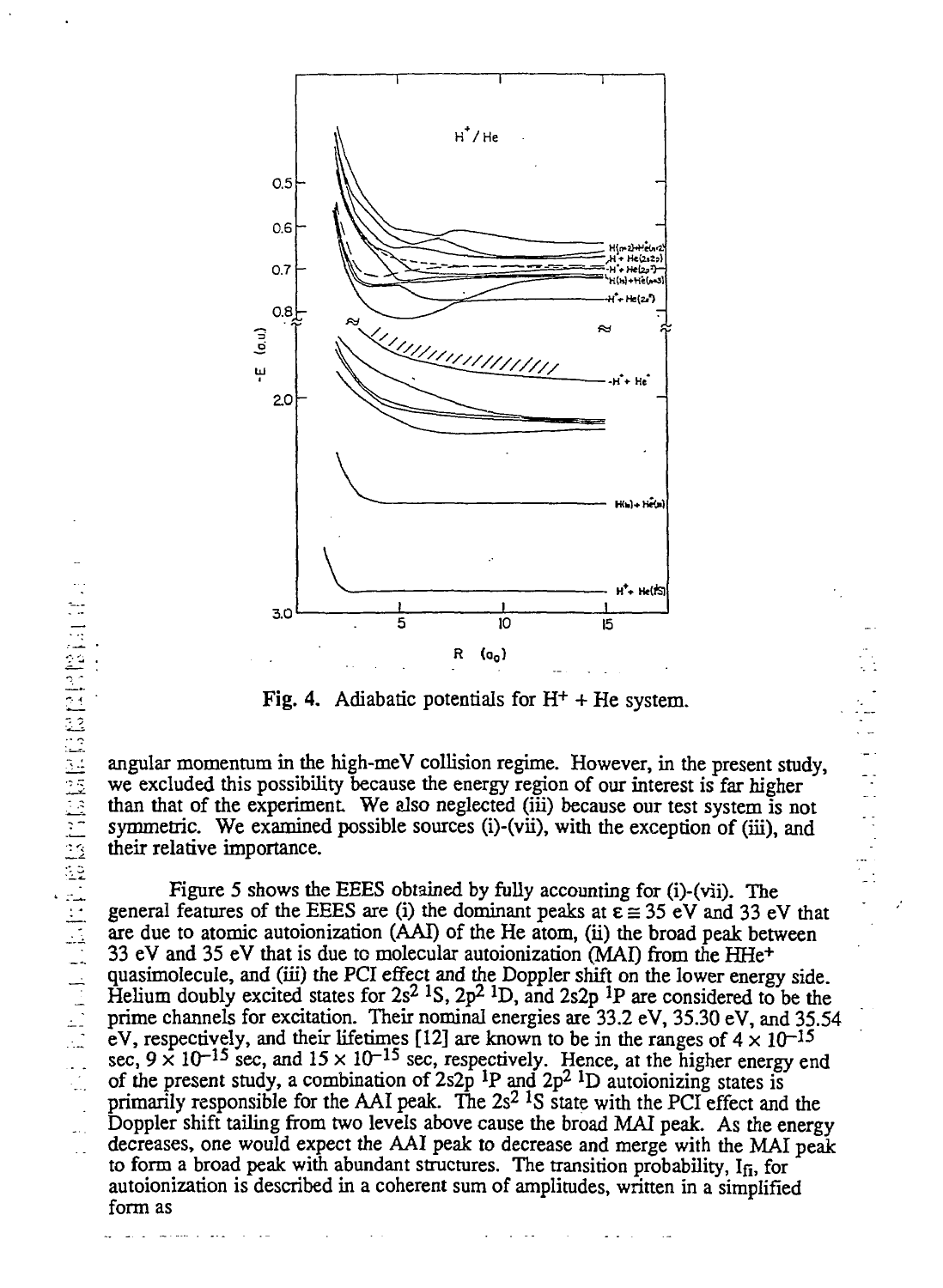Fig. 4. Adiabatic potentials for $H^+$ + He system.

angular momentum in the high-meV collision regime. However, in the present study, we excluded this possibility because the energy region of our interest is far higher than that of the experiment. We also neglected (iii) because our test system is not symmetric. We examined possible sources (i)-(vii), with the exception of (iii), and their relative importance.

Figure 5 shows the EEES obtained by fully accounting for (i)-(vii). The general features of the EEES are (i) the dominant peaks at $\varepsilon \cong 35$ eV and 33 eV that are due to atomic autoionization (AAI) of the He atom, (ii) the broad peak between 33 eV and 35 eV that is due to molecular autoionization (MAI) from the $HHe^+$ quasimolecule, and (iii) the PCI effect and the Doppler shift on the lower energy side. Helium doubly excited states for $2s^2\ {}^1S$, $2p^2\ {}^1D$, and $2s2p\ {}^1P$ are considered to be the prime channels for excitation. Their nominal energies are 33.2 eV, 35.30 eV, and 35.54 eV, respectively, and their lifetimes [12] are known to be in the ranges of $4 \times 10^{-15}$ sec, $9 \times 10^{-15}$ sec, and $15 \times 10^{-15}$ sec, respectively. Hence, at the higher energy end of the present study, a combination of $2s2p\ {}^1P$ and $2p^2\ {}^1D$ autoionizing states is primarily responsible for the AAI peak. The $2s^2\ {}^1S$ state with the PCI effect and the Doppler shift tailing from two levels above cause the broad MAI peak. As the energy decreases, one would expect the AAI peak to decrease and merge with the MAI peak to form a broad peak with abundant structures. The transition probability, $I_{fi}$, for autoionization is described in a coherent sum of amplitudes, written in a simplified form as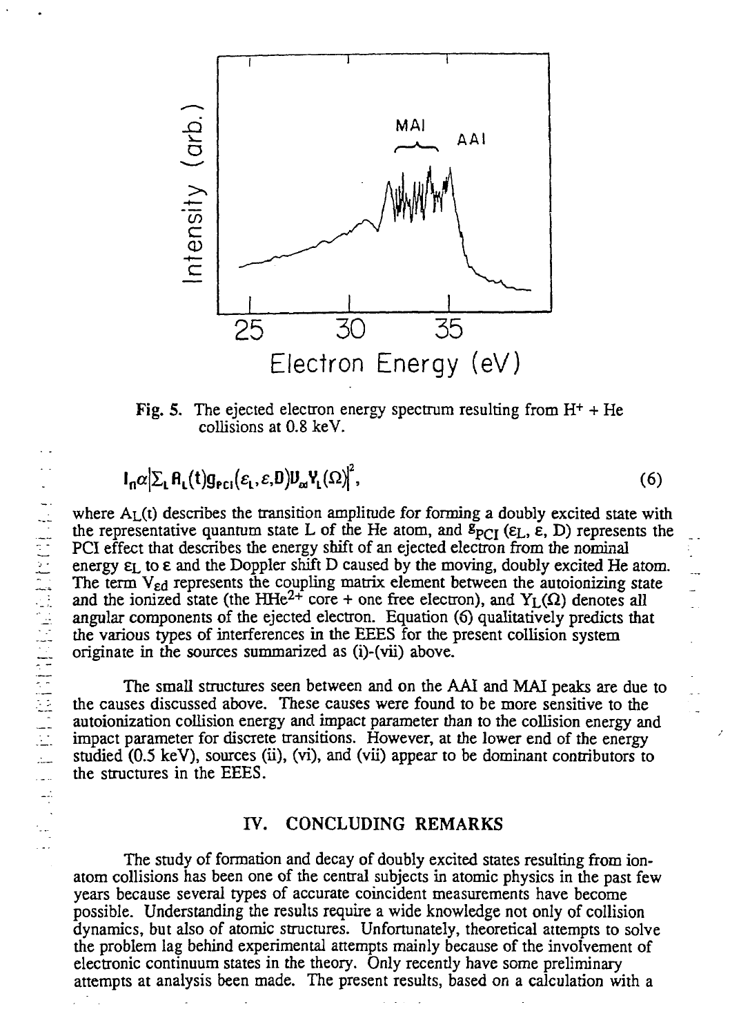Fig. 5. The ejected electron energy spectrum resulting from $H^+ + He$ collisions at 0.8 keV.

$$I_n \alpha \left| \Sigma_L A_L(t) g_{PCI}(\varepsilon_L, \varepsilon, D) V_{\varepsilon d} Y_L(\Omega) \right|^2, \tag{6}$$

where $A_L(t)$ describes the transition amplitude for forming a doubly excited state with the representative quantum state L of the He atom, and $g_{PCI}(\varepsilon_L, \varepsilon, D)$ represents the PCI effect that describes the energy shift of an ejected electron from the nominal energy $\varepsilon_L$ to $\varepsilon$ and the Doppler shift D caused by the moving, doubly excited He atom. The term $V_{\varepsilon d}$ represents the coupling matrix element between the autoionizing state and the ionized state (the $HHe^{2+}$ core + one free electron), and $Y_L(\Omega)$ denotes all angular components of the ejected electron. Equation (6) qualitatively predicts that the various types of interferences in the EEES for the present collision system originate in the sources summarized as (i)-(vii) above.

The small structures seen between and on the AAI and MAI peaks are due to the causes discussed above. These causes were found to be more sensitive to the autoionization collision energy and impact parameter than to the collision energy and impact parameter for discrete transitions. However, at the lower end of the energy studied (0.5 keV), sources (ii), (vi), and (vii) appear to be dominant contributors to the structures in the EEES.

## IV. CONCLUDING REMARKS

The study of formation and decay of doubly excited states resulting from ion-atom collisions has been one of the central subjects in atomic physics in the past few years because several types of accurate coincident measurements have become possible. Understanding the results require a wide knowledge not only of collision dynamics, but also of atomic structures. Unfortunately, theoretical attempts to solve the problem lag behind experimental attempts mainly because of the involvement of electronic continuum states in the theory. Only recently have some preliminary attempts at analysis been made. The present results, based on a calculation with a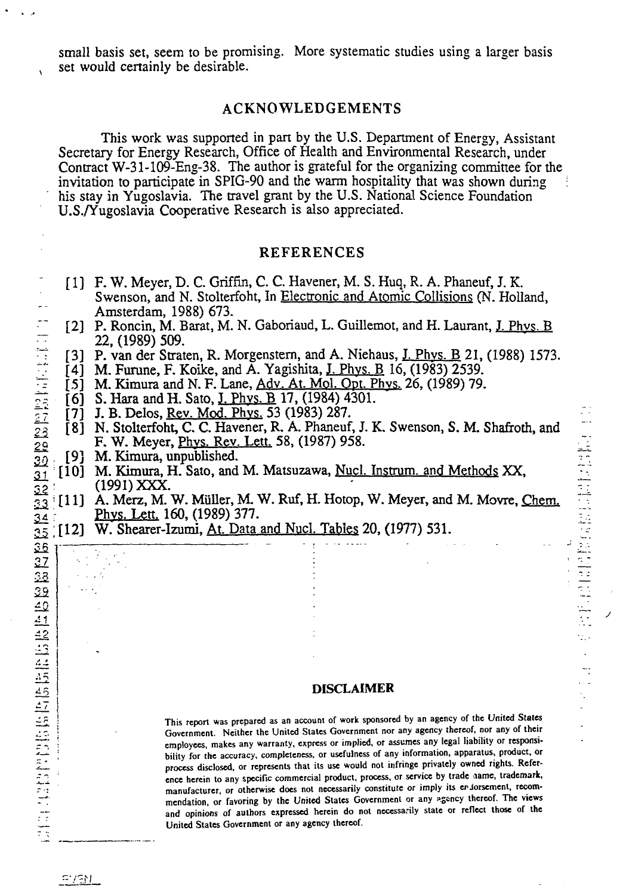small basis set, seem to be promising. More systematic studies using a larger basis set would certainly be desirable.

## ACKNOWLEDGEMENTS

This work was supported in part by the U.S. Department of Energy, Assistant Secretary for Energy Research, Office of Health and Environmental Research, under Contract W-31-109-Eng-38. The author is grateful for the organizing committee for the invitation to participate in SPIG-90 and the warm hospitality that was shown during his stay in Yugoslavia. The travel grant by the U.S. National Science Foundation U.S./Yugoslavia Cooperative Research is also appreciated.

## REFERENCES

[1] F. W. Meyer, D. C. Griffin, C. C. Havener, M. S. Huq, R. A. Phaneuf, J. K. Swenson, and N. Stolterfoht, In Electronic and Atomic Collisions (N. Holland, Amsterdam, 1988) 673.

[2] P. Roncin, M. Barat, M. N. Gaboriaud, L. Guillemot, and H. Laurant, J. Phys. B 22, (1989) 509.

[3] P. van der Straten, R. Morgenstern, and A. Niehaus, J. Phys. B 21, (1988) 1573.

[4] M. Furune, F. Koike, and A. Yagishita, J. Phys. B 16, (1983) 2539.

[5] M. Kimura and N. F. Lane, Adv. At. Mol. Opt. Phys. 26, (1989) 79.

[6] S. Hara and H. Sato, J. Phys. B 17, (1984) 4301.

[7] J. B. Delos, Rev. Mod. Phys. 53 (1983) 287.

[8] N. Stolterfoht, C. C. Havener, R. A. Phaneuf, J. K. Swenson, S. M. Shafroth, and F. W. Meyer, Phys. Rev. Lett. 58, (1987) 958.

[9] M. Kimura, unpublished.

[10] M. Kimura, H. Sato, and M. Matsuzawa, Nucl. Instrum. and Methods XX, (1991) XXX.

[11] A. Merz, M. W. Müller, M. W. Ruf, H. Hotop, W. Meyer, and M. Movre, Chem. Phys. Lett. 160, (1989) 377.

[12] W. Shearer-Izumi, At. Data and Nucl. Tables 20, (1977) 531.

**DISCLAIMER**

This report was prepared as an account of work sponsored by an agency of the United States Government. Neither the United States Government nor any agency thereof, nor any of their employees, makes any warranty, express or implied, or assumes any legal liability or responsibility for the accuracy, completeness, or usefulness of any information, apparatus, product, or process disclosed, or represents that its use would not infringe privately owned rights. Reference herein to any specific commercial product, process, or service by trade name, trademark, manufacturer, or otherwise does not necessarily constitute or imply its endorsement, recommendation, or favoring by the United States Government or any agency thereof. The views and opinions of authors expressed herein do not necessarily state or reflect those of the United States Government or any agency thereof.